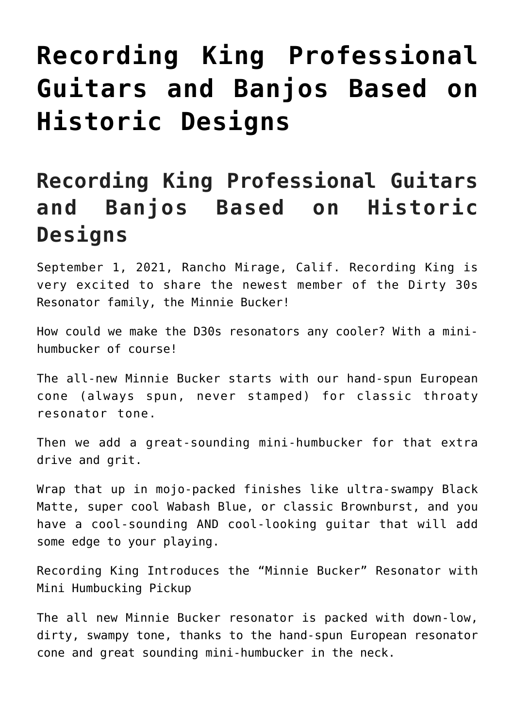# Recording King Professional Guitars and Banjos Based on Historic Designs

## Recording King Professional Guitars and Banjos Based on Historic Designs

September 1, 2021, Rancho Mirage, Calif. Recording King is very excited to share the newest member of the Dirty 30s Resonator family, the Minnie Bucker!

How could we make the D30s resonators any cooler? With a mini-humbucker of course!

The all-new Minnie Bucker starts with our hand-spun European cone (always spun, never stamped) for classic throaty resonator tone.

Then we add a great-sounding mini-humbucker for that extra drive and grit.

Wrap that up in mojo-packed finishes like ultra-swampy Black Matte, super cool Wabash Blue, or classic Brownburst, and you have a cool-sounding AND cool-looking guitar that will add some edge to your playing.

Recording King Introduces the "Minnie Bucker" Resonator with Mini Humbucking Pickup

The all new Minnie Bucker resonator is packed with down-low, dirty, swampy tone, thanks to the hand-spun European resonator cone and great sounding mini-humbucker in the neck.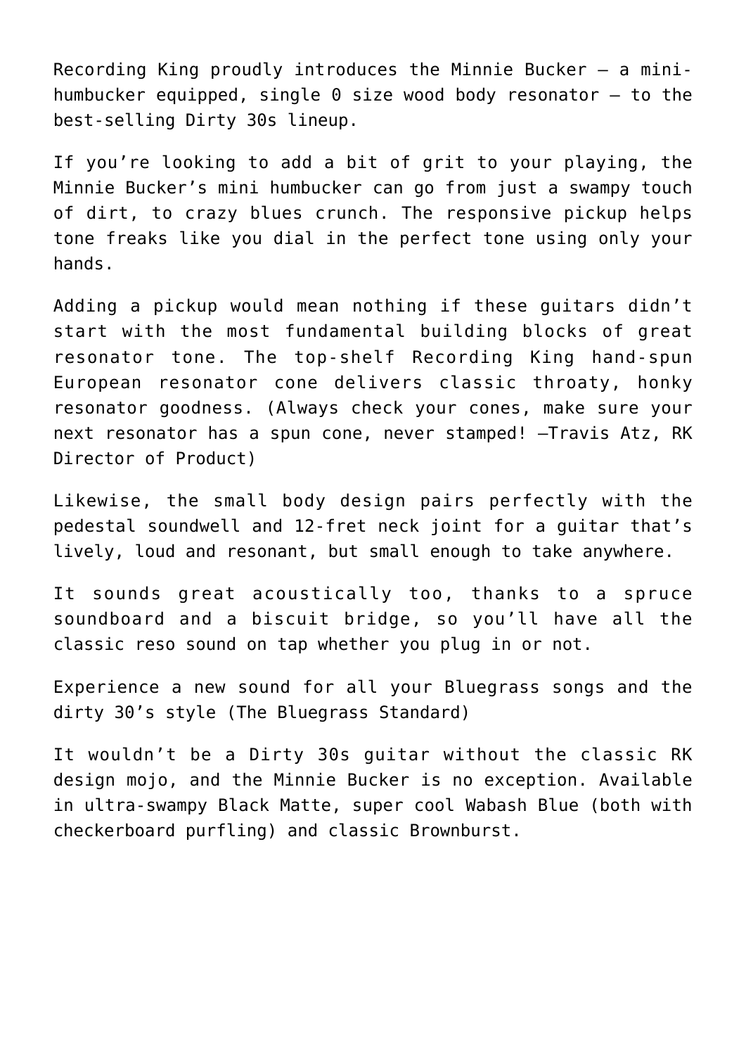Recording King proudly introduces the Minnie Bucker – a mini-humbucker equipped, single 0 size wood body resonator – to the best-selling Dirty 30s lineup.

If you're looking to add a bit of grit to your playing, the Minnie Bucker's mini humbucker can go from just a swampy touch of dirt, to crazy blues crunch. The responsive pickup helps tone freaks like you dial in the perfect tone using only your hands.

Adding a pickup would mean nothing if these guitars didn't start with the most fundamental building blocks of great resonator tone. The top-shelf Recording King hand-spun European resonator cone delivers classic throaty, honky resonator goodness. (Always check your cones, make sure your next resonator has a spun cone, never stamped! –Travis Atz, RK Director of Product)

Likewise, the small body design pairs perfectly with the pedestal soundwell and 12-fret neck joint for a guitar that's lively, loud and resonant, but small enough to take anywhere.

It sounds great acoustically too, thanks to a spruce soundboard and a biscuit bridge, so you'll have all the classic reso sound on tap whether you plug in or not.

Experience a new sound for all your Bluegrass songs and the dirty 30's style (The Bluegrass Standard)

It wouldn't be a Dirty 30s guitar without the classic RK design mojo, and the Minnie Bucker is no exception. Available in ultra-swampy Black Matte, super cool Wabash Blue (both with checkerboard purfling) and classic Brownburst.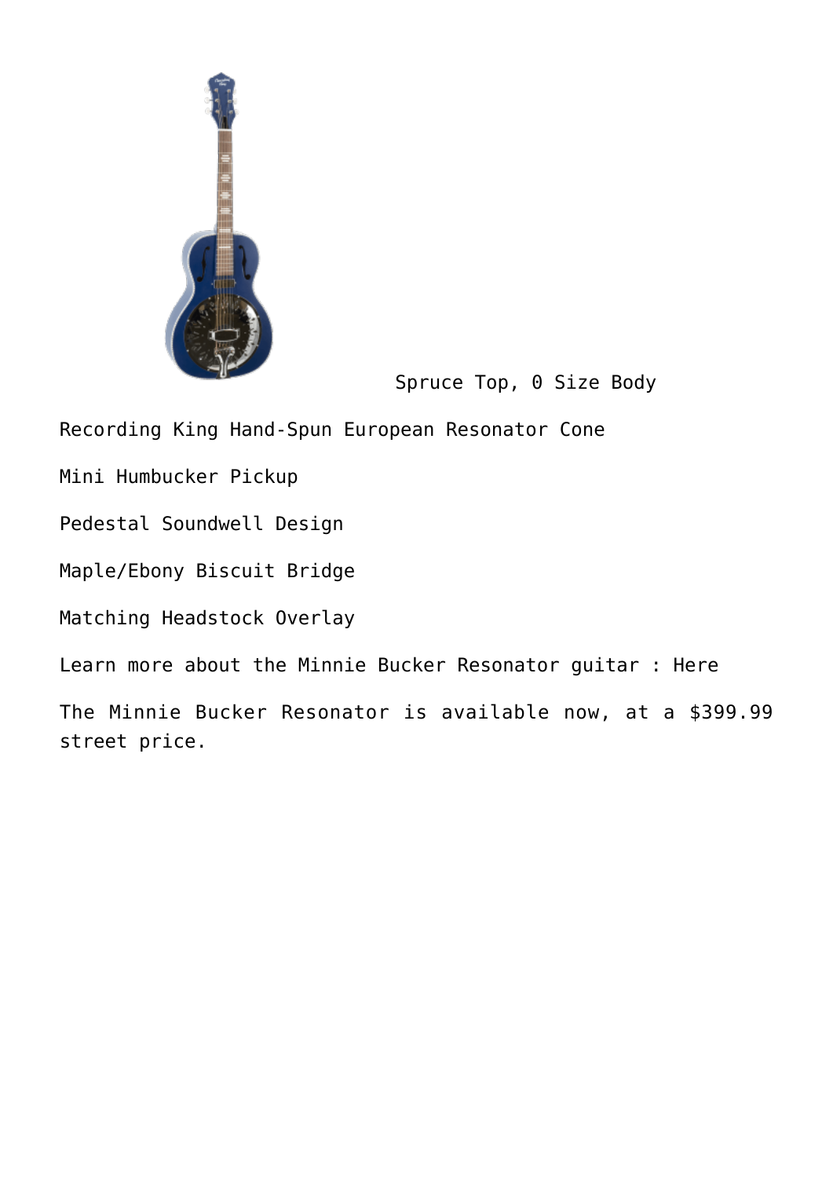Spruce Top, 0 Size Body

Recording King Hand-Spun European Resonator Cone

Mini Humbucker Pickup

Pedestal Soundwell Design

Maple/Ebony Biscuit Bridge

Matching Headstock Overlay

Learn more about the Minnie Bucker Resonator guitar : Here

The Minnie Bucker Resonator is available now, at a $399.99 street price.